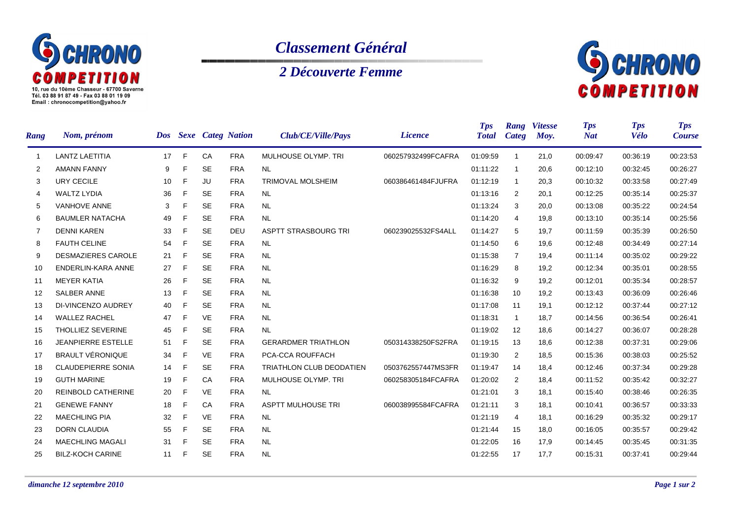10, rue du 10ème Chasseur - 67700 Saverne
Tél. 03 88 91 87 49 - Fax 03 88 01 19 09
Email : chronocompetition@yahoo.fr

# *Classement Général*

## *2 Découverte Femme*

| Rang | Nom, prénom | Dos | Sexe | Categ | Nation | Club/CE/Ville/Pays | Licence | Tps Total | Rang Categ | Vitesse Moy. | Tps Nat | Tps Vélo | Tps Course |
|---|---|---|---|---|---|---|---|---|---|---|---|---|---|
| 1 | LANTZ LAETITIA | 17 | F | CA | FRA | MULHOUSE OLYMP. TRI | 060257932499FCAFRA | 01:09:59 | 1 | 21,0 | 00:09:47 | 00:36:19 | 00:23:53 |
| 2 | AMANN FANNY | 9 | F | SE | FRA | NL | | 01:11:22 | 1 | 20,6 | 00:12:10 | 00:32:45 | 00:26:27 |
| 3 | URY CECILE | 10 | F | JU | FRA | TRIMOVAL MOLSHEIM | 060386461484FJUFRA | 01:12:19 | 1 | 20,3 | 00:10:32 | 00:33:58 | 00:27:49 |
| 4 | WALTZ LYDIA | 36 | F | SE | FRA | NL | | 01:13:16 | 2 | 20,1 | 00:12:25 | 00:35:14 | 00:25:37 |
| 5 | VANHOVE ANNE | 3 | F | SE | FRA | NL | | 01:13:24 | 3 | 20,0 | 00:13:08 | 00:35:22 | 00:24:54 |
| 6 | BAUMLER NATACHA | 49 | F | SE | FRA | NL | | 01:14:20 | 4 | 19,8 | 00:13:10 | 00:35:14 | 00:25:56 |
| 7 | DENNI KAREN | 33 | F | SE | DEU | ASPTT STRASBOURG TRI | 060239025532FS4ALL | 01:14:27 | 5 | 19,7 | 00:11:59 | 00:35:39 | 00:26:50 |
| 8 | FAUTH CELINE | 54 | F | SE | FRA | NL | | 01:14:50 | 6 | 19,6 | 00:12:48 | 00:34:49 | 00:27:14 |
| 9 | DESMAZIERES CAROLE | 21 | F | SE | FRA | NL | | 01:15:38 | 7 | 19,4 | 00:11:14 | 00:35:02 | 00:29:22 |
| 10 | ENDERLIN-KARA ANNE | 27 | F | SE | FRA | NL | | 01:16:29 | 8 | 19,2 | 00:12:34 | 00:35:01 | 00:28:55 |
| 11 | MEYER KATIA | 26 | F | SE | FRA | NL | | 01:16:32 | 9 | 19,2 | 00:12:01 | 00:35:34 | 00:28:57 |
| 12 | SALBER ANNE | 13 | F | SE | FRA | NL | | 01:16:38 | 10 | 19,2 | 00:13:43 | 00:36:09 | 00:26:46 |
| 13 | DI-VINCENZO AUDREY | 40 | F | SE | FRA | NL | | 01:17:08 | 11 | 19,1 | 00:12:12 | 00:37:44 | 00:27:12 |
| 14 | WALLEZ RACHEL | 47 | F | VE | FRA | NL | | 01:18:31 | 1 | 18,7 | 00:14:56 | 00:36:54 | 00:26:41 |
| 15 | THOLLIEZ SEVERINE | 45 | F | SE | FRA | NL | | 01:19:02 | 12 | 18,6 | 00:14:27 | 00:36:07 | 00:28:28 |
| 16 | JEANPIERRE ESTELLE | 51 | F | SE | FRA | GERARDMER TRIATHLON | 050314338250FS2FRA | 01:19:15 | 13 | 18,6 | 00:12:38 | 00:37:31 | 00:29:06 |
| 17 | BRAULT VÉRONIQUE | 34 | F | VE | FRA | PCA-CCA ROUFFACH | | 01:19:30 | 2 | 18,5 | 00:15:36 | 00:38:03 | 00:25:52 |
| 18 | CLAUDEPIERRE SONIA | 14 | F | SE | FRA | TRIATHLON CLUB DEODATIEN | 0503762557447MS3FR | 01:19:47 | 14 | 18,4 | 00:12:46 | 00:37:34 | 00:29:28 |
| 19 | GUTH MARINE | 19 | F | CA | FRA | MULHOUSE OLYMP. TRI | 060258305184FCAFRA | 01:20:02 | 2 | 18,4 | 00:11:52 | 00:35:42 | 00:32:27 |
| 20 | REINBOLD CATHERINE | 20 | F | VE | FRA | NL | | 01:21:01 | 3 | 18,1 | 00:15:40 | 00:38:46 | 00:26:35 |
| 21 | GENEWE FANNY | 18 | F | CA | FRA | ASPTT MULHOUSE TRI | 060038995584FCAFRA | 01:21:11 | 3 | 18,1 | 00:10:41 | 00:36:57 | 00:33:33 |
| 22 | MAECHLING PIA | 32 | F | VE | FRA | NL | | 01:21:19 | 4 | 18,1 | 00:16:29 | 00:35:32 | 00:29:17 |
| 23 | DORN CLAUDIA | 55 | F | SE | FRA | NL | | 01:21:44 | 15 | 18,0 | 00:16:05 | 00:35:57 | 00:29:42 |
| 24 | MAECHLING MAGALI | 31 | F | SE | FRA | NL | | 01:22:05 | 16 | 17,9 | 00:14:45 | 00:35:45 | 00:31:35 |
| 25 | BILZ-KOCH CARINE | 11 | F | SE | FRA | NL | | 01:22:55 | 17 | 17,7 | 00:15:31 | 00:37:41 | 00:29:44 |

*dimanche 12 septembre 2010*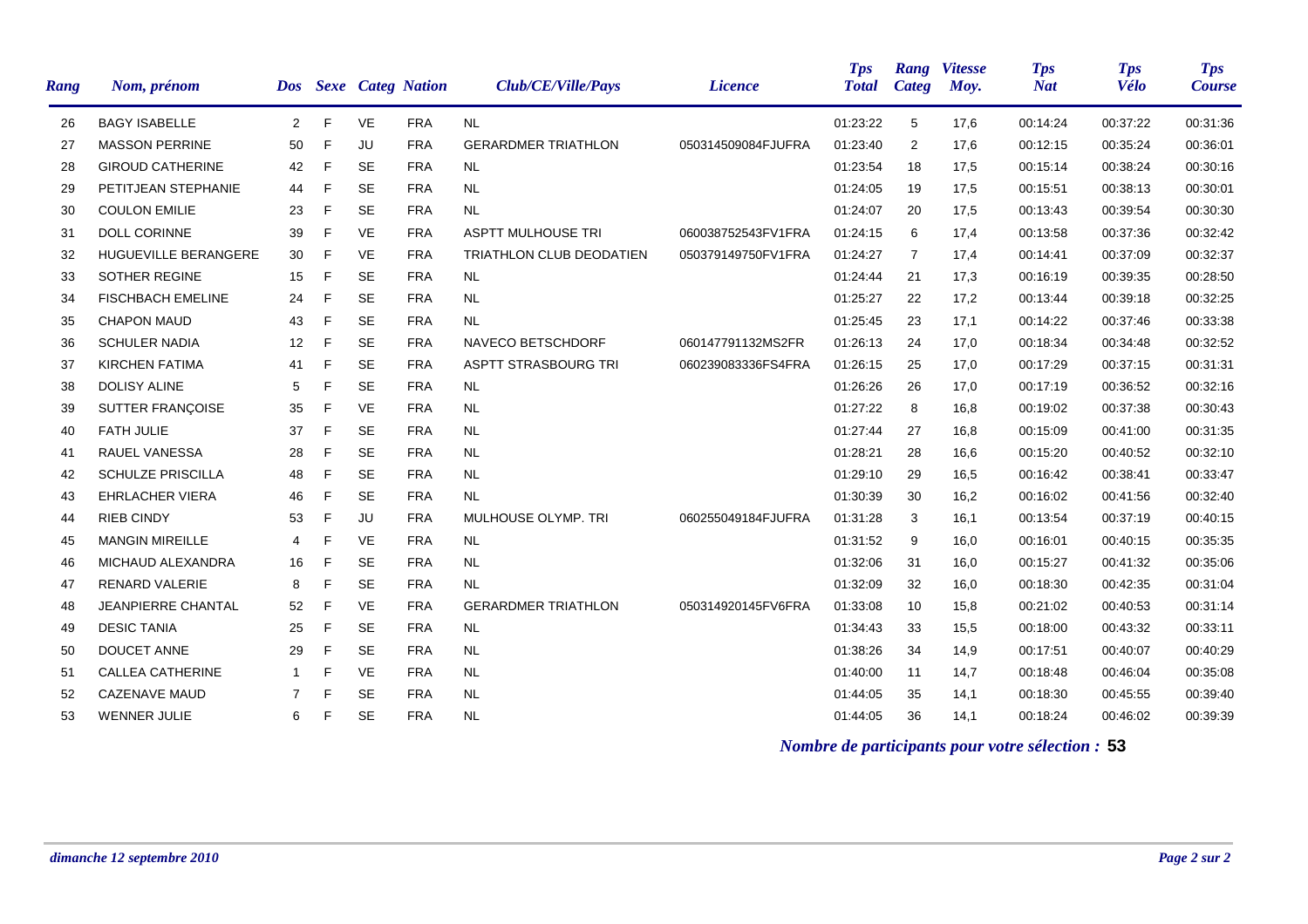| Rang | Nom, prénom | Dos | Sexe | Categ | Nation | Club/CE/Ville/Pays | Licence | Tps Total | Rang Categ | Vitesse Moy. | Tps Nat | Tps Vélo | Tps Course |
|---|---|---|---|---|---|---|---|---|---|---|---|---|---|
| 26 | BAGY ISABELLE | 2 | F | VE | FRA | NL | | 01:23:22 | 5 | 17,6 | 00:14:24 | 00:37:22 | 00:31:36 |
| 27 | MASSON PERRINE | 50 | F | JU | FRA | GERARDMER TRIATHLON | 050314509084FJUFRA | 01:23:40 | 2 | 17,6 | 00:12:15 | 00:35:24 | 00:36:01 |
| 28 | GIROUD CATHERINE | 42 | F | SE | FRA | NL | | 01:23:54 | 18 | 17,5 | 00:15:14 | 00:38:24 | 00:30:16 |
| 29 | PETITJEAN STEPHANIE | 44 | F | SE | FRA | NL | | 01:24:05 | 19 | 17,5 | 00:15:51 | 00:38:13 | 00:30:01 |
| 30 | COULON EMILIE | 23 | F | SE | FRA | NL | | 01:24:07 | 20 | 17,5 | 00:13:43 | 00:39:54 | 00:30:30 |
| 31 | DOLL CORINNE | 39 | F | VE | FRA | ASPTT MULHOUSE TRI | 060038752543FV1FRA | 01:24:15 | 6 | 17,4 | 00:13:58 | 00:37:36 | 00:32:42 |
| 32 | HUGUEVILLE BERANGERE | 30 | F | VE | FRA | TRIATHLON CLUB DEODATIEN | 050379149750FV1FRA | 01:24:27 | 7 | 17,4 | 00:14:41 | 00:37:09 | 00:32:37 |
| 33 | SOTHER REGINE | 15 | F | SE | FRA | NL | | 01:24:44 | 21 | 17,3 | 00:16:19 | 00:39:35 | 00:28:50 |
| 34 | FISCHBACH EMELINE | 24 | F | SE | FRA | NL | | 01:25:27 | 22 | 17,2 | 00:13:44 | 00:39:18 | 00:32:25 |
| 35 | CHAPON MAUD | 43 | F | SE | FRA | NL | | 01:25:45 | 23 | 17,1 | 00:14:22 | 00:37:46 | 00:33:38 |
| 36 | SCHULER NADIA | 12 | F | SE | FRA | NAVECO BETSCHDORF | 060147791132MS2FR | 01:26:13 | 24 | 17,0 | 00:18:34 | 00:34:48 | 00:32:52 |
| 37 | KIRCHEN FATIMA | 41 | F | SE | FRA | ASPTT STRASBOURG TRI | 060239083336FS4FRA | 01:26:15 | 25 | 17,0 | 00:17:29 | 00:37:15 | 00:31:31 |
| 38 | DOLISY ALINE | 5 | F | SE | FRA | NL | | 01:26:26 | 26 | 17,0 | 00:17:19 | 00:36:52 | 00:32:16 |
| 39 | SUTTER FRANÇOISE | 35 | F | VE | FRA | NL | | 01:27:22 | 8 | 16,8 | 00:19:02 | 00:37:38 | 00:30:43 |
| 40 | FATH JULIE | 37 | F | SE | FRA | NL | | 01:27:44 | 27 | 16,8 | 00:15:09 | 00:41:00 | 00:31:35 |
| 41 | RAUEL VANESSA | 28 | F | SE | FRA | NL | | 01:28:21 | 28 | 16,6 | 00:15:20 | 00:40:52 | 00:32:10 |
| 42 | SCHULZE PRISCILLA | 48 | F | SE | FRA | NL | | 01:29:10 | 29 | 16,5 | 00:16:42 | 00:38:41 | 00:33:47 |
| 43 | EHRLACHER VIERA | 46 | F | SE | FRA | NL | | 01:30:39 | 30 | 16,2 | 00:16:02 | 00:41:56 | 00:32:40 |
| 44 | RIEB CINDY | 53 | F | JU | FRA | MULHOUSE OLYMP. TRI | 060255049184FJUFRA | 01:31:28 | 3 | 16,1 | 00:13:54 | 00:37:19 | 00:40:15 |
| 45 | MANGIN MIREILLE | 4 | F | VE | FRA | NL | | 01:31:52 | 9 | 16,0 | 00:16:01 | 00:40:15 | 00:35:35 |
| 46 | MICHAUD ALEXANDRA | 16 | F | SE | FRA | NL | | 01:32:06 | 31 | 16,0 | 00:15:27 | 00:41:32 | 00:35:06 |
| 47 | RENARD VALERIE | 8 | F | SE | FRA | NL | | 01:32:09 | 32 | 16,0 | 00:18:30 | 00:42:35 | 00:31:04 |
| 48 | JEANPIERRE CHANTAL | 52 | F | VE | FRA | GERARDMER TRIATHLON | 050314920145FV6FRA | 01:33:08 | 10 | 15,8 | 00:21:02 | 00:40:53 | 00:31:14 |
| 49 | DESIC TANIA | 25 | F | SE | FRA | NL | | 01:34:43 | 33 | 15,5 | 00:18:00 | 00:43:32 | 00:33:11 |
| 50 | DOUCET ANNE | 29 | F | SE | FRA | NL | | 01:38:26 | 34 | 14,9 | 00:17:51 | 00:40:07 | 00:40:29 |
| 51 | CALLEA CATHERINE | 1 | F | VE | FRA | NL | | 01:40:00 | 11 | 14,7 | 00:18:48 | 00:46:04 | 00:35:08 |
| 52 | CAZENAVE MAUD | 7 | F | SE | FRA | NL | | 01:44:05 | 35 | 14,1 | 00:18:30 | 00:45:55 | 00:39:40 |
| 53 | WENNER JULIE | 6 | F | SE | FRA | NL | | 01:44:05 | 36 | 14,1 | 00:18:24 | 00:46:02 | 00:39:39 |

*Nombre de participants pour votre sélection :* **53**

*dimanche 12 septembre 2010*